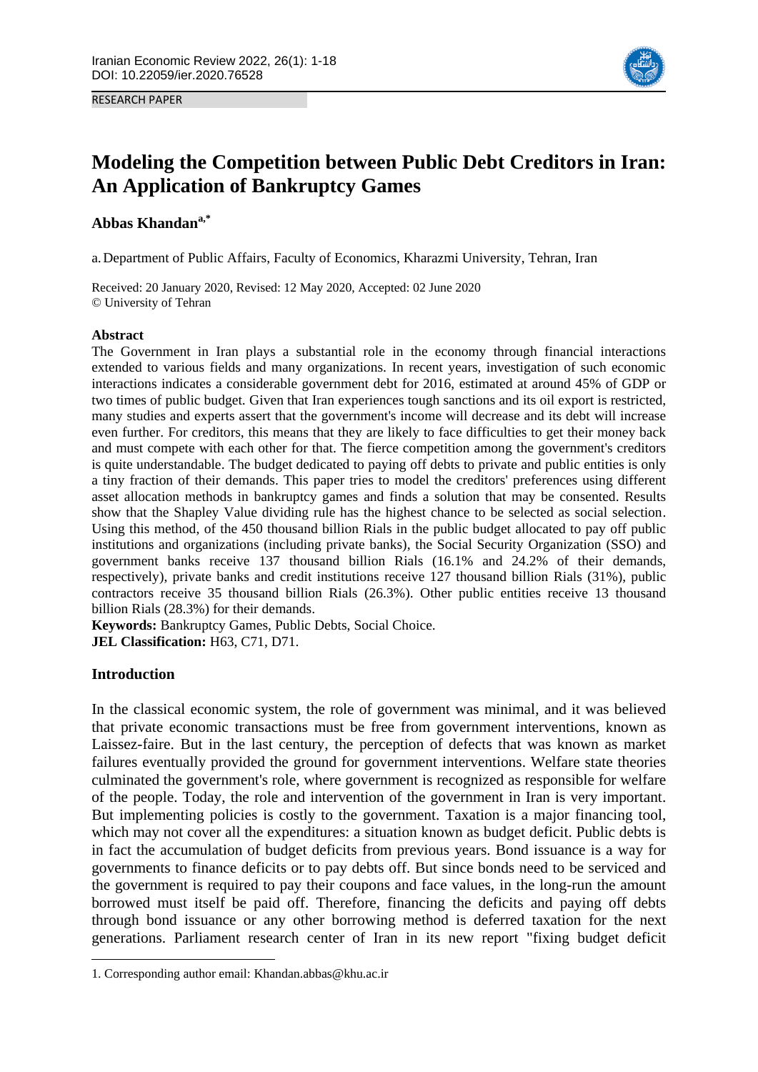RESEARCH PAPER

# Modeling the Competition between Public Debt Creditors in Iran: An Application of Bankruptcy Games

**Abbas Khandan**[a,*]

a. Department of Public Affairs, Faculty of Economics, Kharazmi University, Tehran, Iran

Received: 20 January 2020, Revised: 12 May 2020, Accepted: 02 June 2020
© University of Tehran

### Abstract

The Government in Iran plays a substantial role in the economy through financial interactions extended to various fields and many organizations. In recent years, investigation of such economic interactions indicates a considerable government debt for 2016, estimated at around 45% of GDP or two times of public budget. Given that Iran experiences tough sanctions and its oil export is restricted, many studies and experts assert that the government's income will decrease and its debt will increase even further. For creditors, this means that they are likely to face difficulties to get their money back and must compete with each other for that. The fierce competition among the government's creditors is quite understandable. The budget dedicated to paying off debts to private and public entities is only a tiny fraction of their demands. This paper tries to model the creditors' preferences using different asset allocation methods in bankruptcy games and finds a solution that may be consented. Results show that the Shapley Value dividing rule has the highest chance to be selected as social selection. Using this method, of the 450 thousand billion Rials in the public budget allocated to pay off public institutions and organizations (including private banks), the Social Security Organization (SSO) and government banks receive 137 thousand billion Rials (16.1% and 24.2% of their demands, respectively), private banks and credit institutions receive 127 thousand billion Rials (31%), public contractors receive 35 thousand billion Rials (26.3%). Other public entities receive 13 thousand billion Rials (28.3%) for their demands.

**Keywords:** Bankruptcy Games, Public Debts, Social Choice.

**JEL Classification:** H63, C71, D71.

### Introduction

In the classical economic system, the role of government was minimal, and it was believed that private economic transactions must be free from government interventions, known as Laissez-faire. But in the last century, the perception of defects that was known as market failures eventually provided the ground for government interventions. Welfare state theories culminated the government's role, where government is recognized as responsible for welfare of the people. Today, the role and intervention of the government in Iran is very important. But implementing policies is costly to the government. Taxation is a major financing tool, which may not cover all the expenditures: a situation known as budget deficit. Public debts is in fact the accumulation of budget deficits from previous years. Bond issuance is a way for governments to finance deficits or to pay debts off. But since bonds need to be serviced and the government is required to pay their coupons and face values, in the long-run the amount borrowed must itself be paid off. Therefore, financing the deficits and paying off debts through bond issuance or any other borrowing method is deferred taxation for the next generations. Parliament research center of Iran in its new report "fixing budget deficit

---

1. Corresponding author email: Khandan.abbas@khu.ac.ir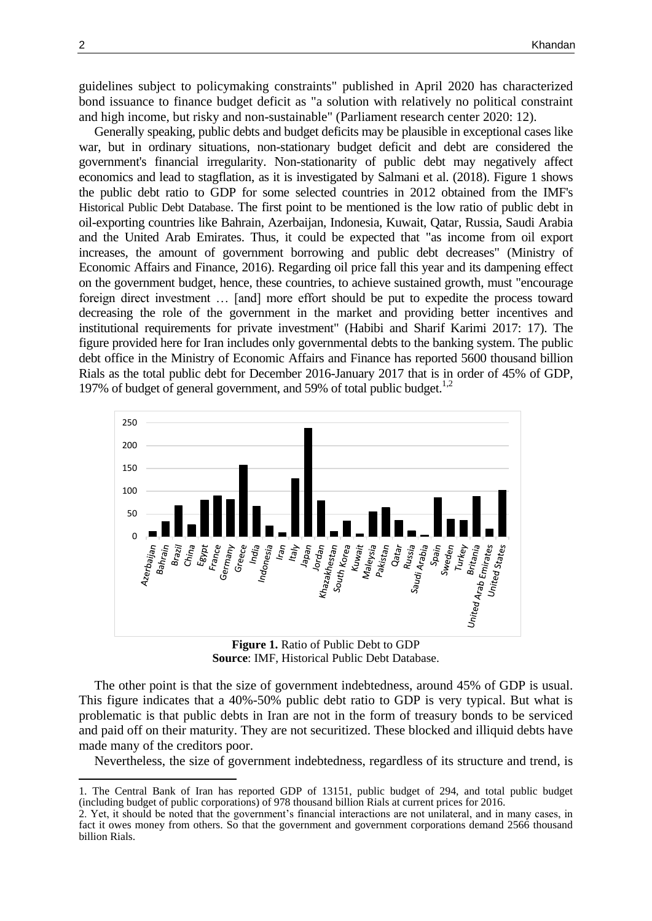guidelines subject to policymaking constraints" published in April 2020 has characterized bond issuance to finance budget deficit as "a solution with relatively no political constraint and high income, but risky and non-sustainable" (Parliament research center 2020: 12).

Generally speaking, public debts and budget deficits may be plausible in exceptional cases like war, but in ordinary situations, non-stationary budget deficit and debt are considered the government's financial irregularity. Non-stationarity of public debt may negatively affect economics and lead to stagflation, as it is investigated by Salmani et al. (2018). Figure 1 shows the public debt ratio to GDP for some selected countries in 2012 obtained from the IMF's Historical Public Debt Database. The first point to be mentioned is the low ratio of public debt in oil-exporting countries like Bahrain, Azerbaijan, Indonesia, Kuwait, Qatar, Russia, Saudi Arabia and the United Arab Emirates. Thus, it could be expected that "as income from oil export increases, the amount of government borrowing and public debt decreases" (Ministry of Economic Affairs and Finance, 2016). Regarding oil price fall this year and its dampening effect on the government budget, hence, these countries, to achieve sustained growth, must "encourage foreign direct investment … [and] more effort should be put to expedite the process toward decreasing the role of the government in the market and providing better incentives and institutional requirements for private investment" (Habibi and Sharif Karimi 2017: 17). The figure provided here for Iran includes only governmental debts to the banking system. The public debt office in the Ministry of Economic Affairs and Finance has reported 5600 thousand billion Rials as the total public debt for December 2016-January 2017 that is in order of 45% of GDP, 197% of budget of general government, and 59% of total public budget.[1,2]

**Figure 1.** Ratio of Public Debt to GDP
**Source**: IMF, Historical Public Debt Database.

The other point is that the size of government indebtedness, around 45% of GDP is usual. This figure indicates that a 40%-50% public debt ratio to GDP is very typical. But what is problematic is that public debts in Iran are not in the form of treasury bonds to be serviced and paid off on their maturity. They are not securitized. These blocked and illiquid debts have made many of the creditors poor.

Nevertheless, the size of government indebtedness, regardless of its structure and trend, is

1. The Central Bank of Iran has reported GDP of 13151, public budget of 294, and total public budget (including budget of public corporations) of 978 thousand billion Rials at current prices for 2016.

2. Yet, it should be noted that the government's financial interactions are not unilateral, and in many cases, in fact it owes money from others. So that the government and government corporations demand 2566 thousand billion Rials.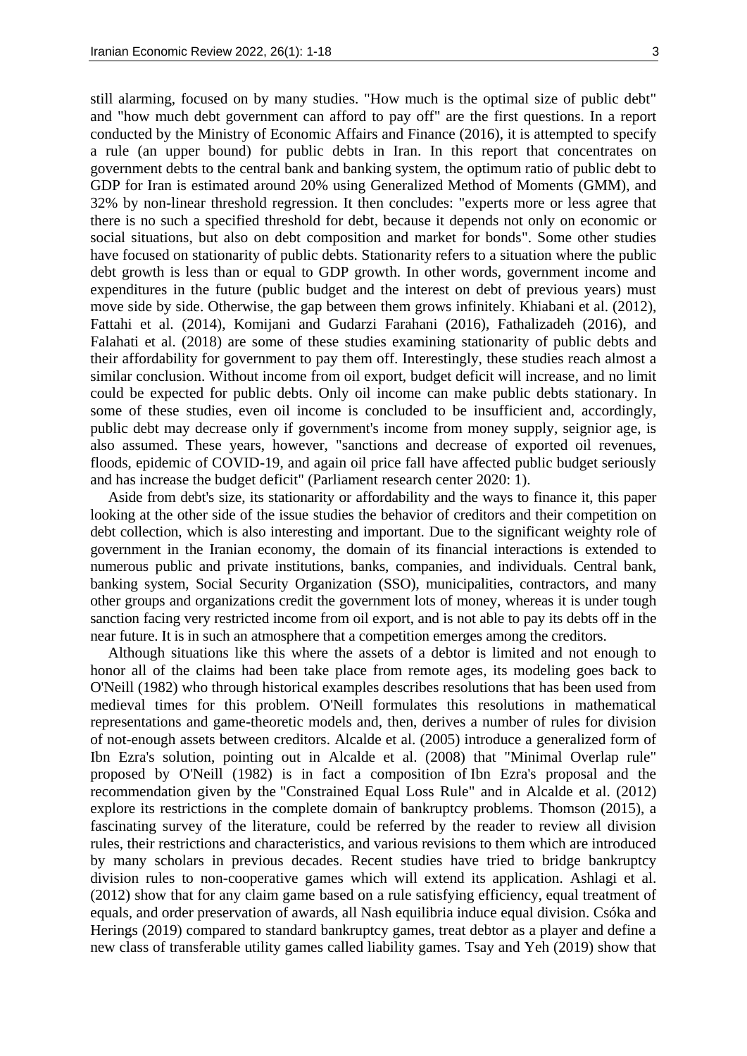still alarming, focused on by many studies. "How much is the optimal size of public debt" and "how much debt government can afford to pay off" are the first questions. In a report conducted by the Ministry of Economic Affairs and Finance (2016), it is attempted to specify a rule (an upper bound) for public debts in Iran. In this report that concentrates on government debts to the central bank and banking system, the optimum ratio of public debt to GDP for Iran is estimated around 20% using Generalized Method of Moments (GMM), and 32% by non-linear threshold regression. It then concludes: "experts more or less agree that there is no such a specified threshold for debt, because it depends not only on economic or social situations, but also on debt composition and market for bonds". Some other studies have focused on stationarity of public debts. Stationarity refers to a situation where the public debt growth is less than or equal to GDP growth. In other words, government income and expenditures in the future (public budget and the interest on debt of previous years) must move side by side. Otherwise, the gap between them grows infinitely. Khiabani et al. (2012), Fattahi et al. (2014), Komijani and Gudarzi Farahani (2016), Fathalizadeh (2016), and Falahati et al. (2018) are some of these studies examining stationarity of public debts and their affordability for government to pay them off. Interestingly, these studies reach almost a similar conclusion. Without income from oil export, budget deficit will increase, and no limit could be expected for public debts. Only oil income can make public debts stationary. In some of these studies, even oil income is concluded to be insufficient and, accordingly, public debt may decrease only if government's income from money supply, seignior age, is also assumed. These years, however, "sanctions and decrease of exported oil revenues, floods, epidemic of COVID-19, and again oil price fall have affected public budget seriously and has increase the budget deficit" (Parliament research center 2020: 1).

Aside from debt's size, its stationarity or affordability and the ways to finance it, this paper looking at the other side of the issue studies the behavior of creditors and their competition on debt collection, which is also interesting and important. Due to the significant weighty role of government in the Iranian economy, the domain of its financial interactions is extended to numerous public and private institutions, banks, companies, and individuals. Central bank, banking system, Social Security Organization (SSO), municipalities, contractors, and many other groups and organizations credit the government lots of money, whereas it is under tough sanction facing very restricted income from oil export, and is not able to pay its debts off in the near future. It is in such an atmosphere that a competition emerges among the creditors.

Although situations like this where the assets of a debtor is limited and not enough to honor all of the claims had been take place from remote ages, its modeling goes back to O'Neill (1982) who through historical examples describes resolutions that has been used from medieval times for this problem. O'Neill formulates this resolutions in mathematical representations and game-theoretic models and, then, derives a number of rules for division of not-enough assets between creditors. Alcalde et al. (2005) introduce a generalized form of Ibn Ezra's solution, pointing out in Alcalde et al. (2008) that "Minimal Overlap rule" proposed by O'Neill (1982) is in fact a composition of Ibn Ezra's proposal and the recommendation given by the "Constrained Equal Loss Rule" and in Alcalde et al. (2012) explore its restrictions in the complete domain of bankruptcy problems. Thomson (2015), a fascinating survey of the literature, could be referred by the reader to review all division rules, their restrictions and characteristics, and various revisions to them which are introduced by many scholars in previous decades. Recent studies have tried to bridge bankruptcy division rules to non-cooperative games which will extend its application. Ashlagi et al. (2012) show that for any claim game based on a rule satisfying efficiency, equal treatment of equals, and order preservation of awards, all Nash equilibria induce equal division. Csóka and Herings (2019) compared to standard bankruptcy games, treat debtor as a player and define a new class of transferable utility games called liability games. Tsay and Yeh (2019) show that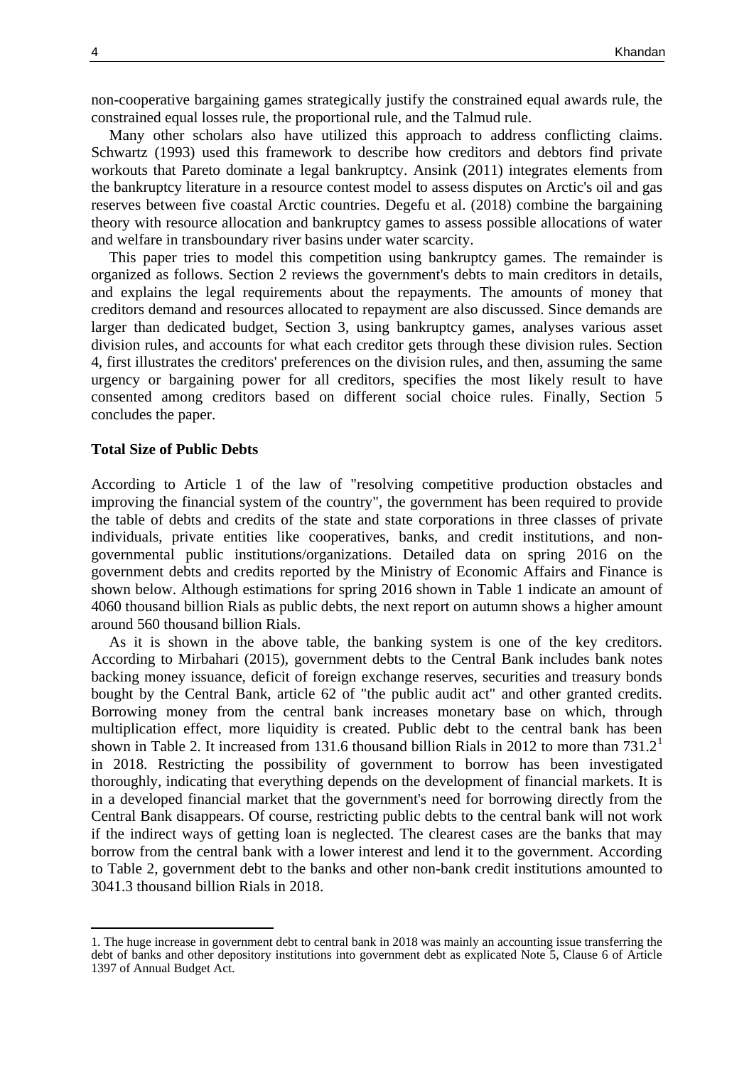non-cooperative bargaining games strategically justify the constrained equal awards rule, the constrained equal losses rule, the proportional rule, and the Talmud rule.

Many other scholars also have utilized this approach to address conflicting claims. Schwartz (1993) used this framework to describe how creditors and debtors find private workouts that Pareto dominate a legal bankruptcy. Ansink (2011) integrates elements from the bankruptcy literature in a resource contest model to assess disputes on Arctic's oil and gas reserves between five coastal Arctic countries. Degefu et al. (2018) combine the bargaining theory with resource allocation and bankruptcy games to assess possible allocations of water and welfare in transboundary river basins under water scarcity.

This paper tries to model this competition using bankruptcy games. The remainder is organized as follows. Section 2 reviews the government's debts to main creditors in details, and explains the legal requirements about the repayments. The amounts of money that creditors demand and resources allocated to repayment are also discussed. Since demands are larger than dedicated budget, Section 3, using bankruptcy games, analyses various asset division rules, and accounts for what each creditor gets through these division rules. Section 4, first illustrates the creditors' preferences on the division rules, and then, assuming the same urgency or bargaining power for all creditors, specifies the most likely result to have consented among creditors based on different social choice rules. Finally, Section 5 concludes the paper.

## Total Size of Public Debts

According to Article 1 of the law of "resolving competitive production obstacles and improving the financial system of the country", the government has been required to provide the table of debts and credits of the state and state corporations in three classes of private individuals, private entities like cooperatives, banks, and credit institutions, and non-governmental public institutions/organizations. Detailed data on spring 2016 on the government debts and credits reported by the Ministry of Economic Affairs and Finance is shown below. Although estimations for spring 2016 shown in Table 1 indicate an amount of 4060 thousand billion Rials as public debts, the next report on autumn shows a higher amount around 560 thousand billion Rials.

As it is shown in the above table, the banking system is one of the key creditors. According to Mirbahari (2015), government debts to the Central Bank includes bank notes backing money issuance, deficit of foreign exchange reserves, securities and treasury bonds bought by the Central Bank, article 62 of "the public audit act" and other granted credits. Borrowing money from the central bank increases monetary base on which, through multiplication effect, more liquidity is created. Public debt to the central bank has been shown in Table 2. It increased from 131.6 thousand billion Rials in 2012 to more than 731.2[1] in 2018. Restricting the possibility of government to borrow has been investigated thoroughly, indicating that everything depends on the development of financial markets. It is in a developed financial market that the government's need for borrowing directly from the Central Bank disappears. Of course, restricting public debts to the central bank will not work if the indirect ways of getting loan is neglected. The clearest cases are the banks that may borrow from the central bank with a lower interest and lend it to the government. According to Table 2, government debt to the banks and other non-bank credit institutions amounted to 3041.3 thousand billion Rials in 2018.

1. The huge increase in government debt to central bank in 2018 was mainly an accounting issue transferring the debt of banks and other depository institutions into government debt as explicated Note 5, Clause 6 of Article 1397 of Annual Budget Act.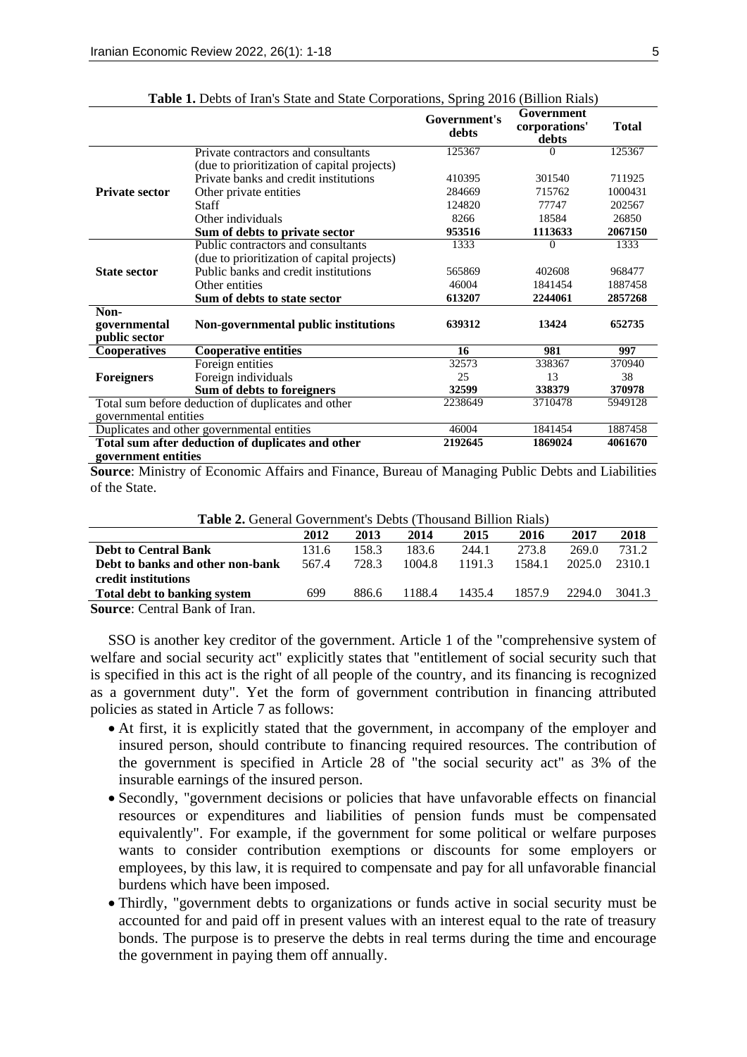**Table 1.** Debts of Iran's State and State Corporations, Spring 2016 (Billion Rials)

| | | Government's debts | Government corporations' debts | Total |
|---|---|---|---|---|
| **Private sector** | Private contractors and consultants (due to prioritization of capital projects) | 125367 | 0 | 125367 |
| | Private banks and credit institutions | 410395 | 301540 | 711925 |
| | Other private entities | 284669 | 715762 | 1000431 |
| | Staff | 124820 | 77747 | 202567 |
| | Other individuals | 8266 | 18584 | 26850 |
| | **Sum of debts to private sector** | **953516** | **1113633** | **2067150** |
| **State sector** | Public contractors and consultants (due to prioritization of capital projects) | 1333 | 0 | 1333 |
| | Public banks and credit institutions | 565869 | 402608 | 968477 |
| | Other entities | 46004 | 1841454 | 1887458 |
| | **Sum of debts to state sector** | **613207** | **2244061** | **2857268** |
| **Non-governmental public sector** | **Non-governmental public institutions** | **639312** | **13424** | **652735** |
| **Cooperatives** | **Cooperative entities** | **16** | **981** | **997** |
| **Foreigners** | Foreign entities | 32573 | 338367 | 370940 |
| | Foreign individuals | 25 | 13 | 38 |
| | **Sum of debts to foreigners** | **32599** | **338379** | **370978** |
| Total sum before deduction of duplicates and other governmental entities | | 2238649 | 3710478 | 5949128 |
| Duplicates and other governmental entities | | 46004 | 1841454 | 1887458 |
| **Total sum after deduction of duplicates and other government entities** | | **2192645** | **1869024** | **4061670** |

**Source**: Ministry of Economic Affairs and Finance, Bureau of Managing Public Debts and Liabilities of the State.

**Table 2.** General Government's Debts (Thousand Billion Rials)

| | 2012 | 2013 | 2014 | 2015 | 2016 | 2017 | 2018 |
|---|---|---|---|---|---|---|---|
| **Debt to Central Bank** | 131.6 | 158.3 | 183.6 | 244.1 | 273.8 | 269.0 | 731.2 |
| **Debt to banks and other non-bank credit institutions** | 567.4 | 728.3 | 1004.8 | 1191.3 | 1584.1 | 2025.0 | 2310.1 |
| **Total debt to banking system** | 699 | 886.6 | 1188.4 | 1435.4 | 1857.9 | 2294.0 | 3041.3 |

**Source**: Central Bank of Iran.

SSO is another key creditor of the government. Article 1 of the "comprehensive system of welfare and social security act" explicitly states that "entitlement of social security such that is specified in this act is the right of all people of the country, and its financing is recognized as a government duty". Yet the form of government contribution in financing attributed policies as stated in Article 7 as follows:

- At first, it is explicitly stated that the government, in accompany of the employer and insured person, should contribute to financing required resources. The contribution of the government is specified in Article 28 of "the social security act" as 3% of the insurable earnings of the insured person.
- Secondly, "government decisions or policies that have unfavorable effects on financial resources or expenditures and liabilities of pension funds must be compensated equivalently". For example, if the government for some political or welfare purposes wants to consider contribution exemptions or discounts for some employers or employees, by this law, it is required to compensate and pay for all unfavorable financial burdens which have been imposed.
- Thirdly, "government debts to organizations or funds active in social security must be accounted for and paid off in present values with an interest equal to the rate of treasury bonds. The purpose is to preserve the debts in real terms during the time and encourage the government in paying them off annually.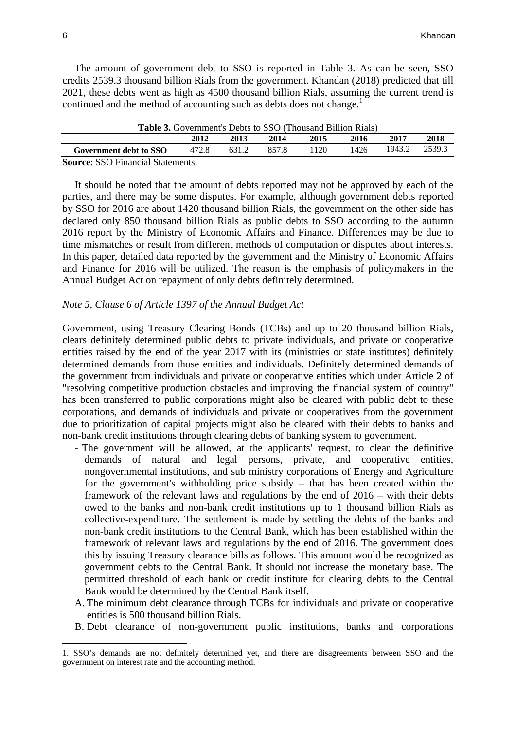The amount of government debt to SSO is reported in Table 3. As can be seen, SSO credits 2539.3 thousand billion Rials from the government. Khandan (2018) predicted that till 2021, these debts went as high as 4500 thousand billion Rials, assuming the current trend is continued and the method of accounting such as debts does not change.[1]

**Table 3.** Government's Debts to SSO (Thousand Billion Rials)

| | 2012 | 2013 | 2014 | 2015 | 2016 | 2017 | 2018 |
|---|---|---|---|---|---|---|---|
| **Government debt to SSO** | 472.8 | 631.2 | 857.8 | 1120 | 1426 | 1943.2 | 2539.3 |

**Source**: SSO Financial Statements.

It should be noted that the amount of debts reported may not be approved by each of the parties, and there may be some disputes. For example, although government debts reported by SSO for 2016 are about 1420 thousand billion Rials, the government on the other side has declared only 850 thousand billion Rials as public debts to SSO according to the autumn 2016 report by the Ministry of Economic Affairs and Finance. Differences may be due to time mismatches or result from different methods of computation or disputes about interests. In this paper, detailed data reported by the government and the Ministry of Economic Affairs and Finance for 2016 will be utilized. The reason is the emphasis of policymakers in the Annual Budget Act on repayment of only debts definitely determined.

*Note 5, Clause 6 of Article 1397 of the Annual Budget Act*

Government, using Treasury Clearing Bonds (TCBs) and up to 20 thousand billion Rials, clears definitely determined public debts to private individuals, and private or cooperative entities raised by the end of the year 2017 with its (ministries or state institutes) definitely determined demands from those entities and individuals. Definitely determined demands of the government from individuals and private or cooperative entities which under Article 2 of "resolving competitive production obstacles and improving the financial system of country" has been transferred to public corporations might also be cleared with public debt to these corporations, and demands of individuals and private or cooperatives from the government due to prioritization of capital projects might also be cleared with their debts to banks and non-bank credit institutions through clearing debts of banking system to government.

- The government will be allowed, at the applicants' request, to clear the definitive demands of natural and legal persons, private, and cooperative entities, nongovernmental institutions, and sub ministry corporations of Energy and Agriculture for the government's withholding price subsidy – that has been created within the framework of the relevant laws and regulations by the end of 2016 – with their debts owed to the banks and non-bank credit institutions up to 1 thousand billion Rials as collective-expenditure. The settlement is made by settling the debts of the banks and non-bank credit institutions to the Central Bank, which has been established within the framework of relevant laws and regulations by the end of 2016. The government does this by issuing Treasury clearance bills as follows. This amount would be recognized as government debts to the Central Bank. It should not increase the monetary base. The permitted threshold of each bank or credit institute for clearing debts to the Central Bank would be determined by the Central Bank itself.

A. The minimum debt clearance through TCBs for individuals and private or cooperative entities is 500 thousand billion Rials.

B. Debt clearance of non-government public institutions, banks and corporations

[1] SSO's demands are not definitely determined yet, and there are disagreements between SSO and the government on interest rate and the accounting method.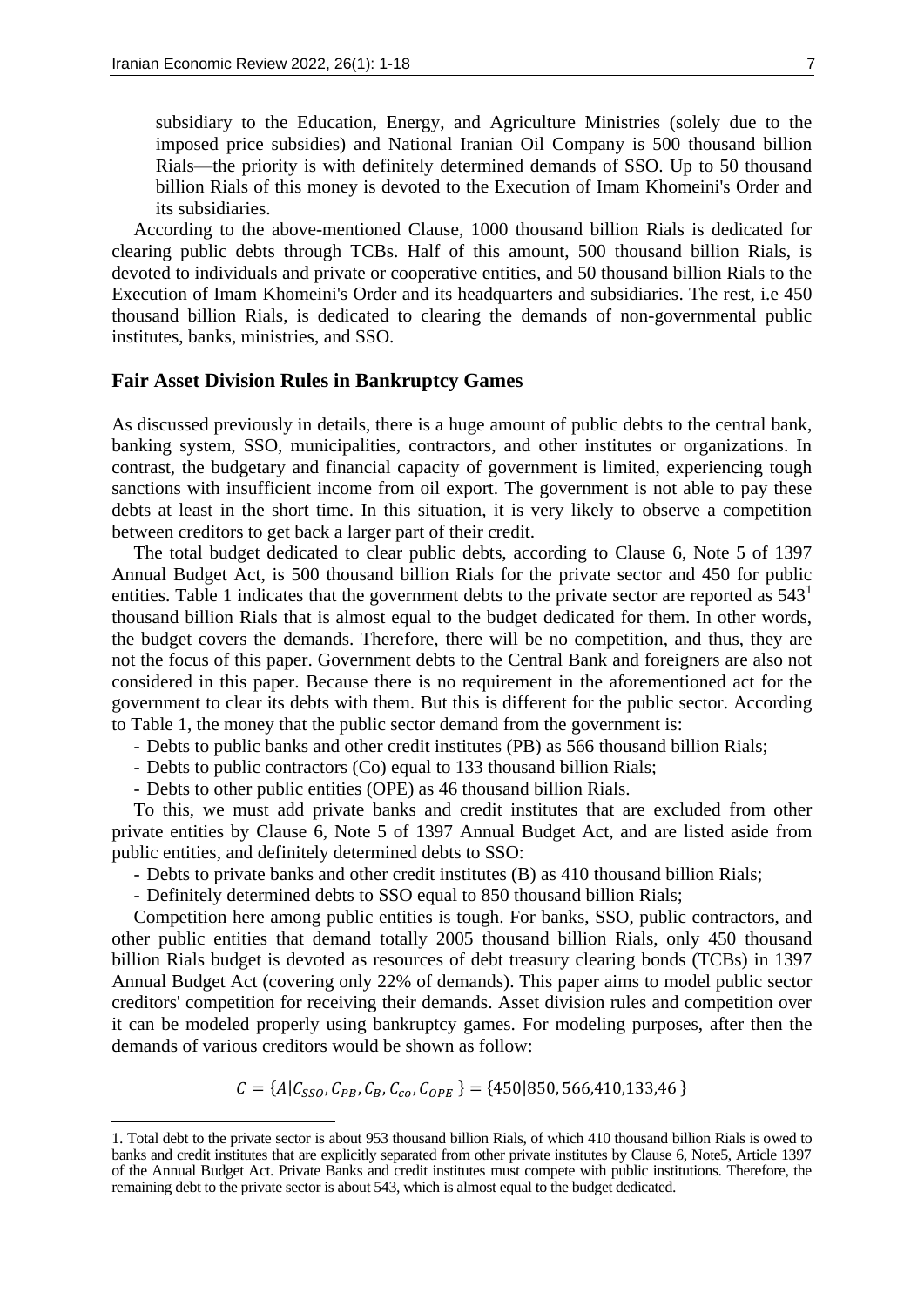subsidiary to the Education, Energy, and Agriculture Ministries (solely due to the imposed price subsidies) and National Iranian Oil Company is 500 thousand billion Rials—the priority is with definitely determined demands of SSO. Up to 50 thousand billion Rials of this money is devoted to the Execution of Imam Khomeini's Order and its subsidiaries.

According to the above-mentioned Clause, 1000 thousand billion Rials is dedicated for clearing public debts through TCBs. Half of this amount, 500 thousand billion Rials, is devoted to individuals and private or cooperative entities, and 50 thousand billion Rials to the Execution of Imam Khomeini's Order and its headquarters and subsidiaries. The rest, i.e 450 thousand billion Rials, is dedicated to clearing the demands of non-governmental public institutes, banks, ministries, and SSO.

## Fair Asset Division Rules in Bankruptcy Games

As discussed previously in details, there is a huge amount of public debts to the central bank, banking system, SSO, municipalities, contractors, and other institutes or organizations. In contrast, the budgetary and financial capacity of government is limited, experiencing tough sanctions with insufficient income from oil export. The government is not able to pay these debts at least in the short time. In this situation, it is very likely to observe a competition between creditors to get back a larger part of their credit.

The total budget dedicated to clear public debts, according to Clause 6, Note 5 of 1397 Annual Budget Act, is 500 thousand billion Rials for the private sector and 450 for public entities. Table 1 indicates that the government debts to the private sector are reported as 543[1] thousand billion Rials that is almost equal to the budget dedicated for them. In other words, the budget covers the demands. Therefore, there will be no competition, and thus, they are not the focus of this paper. Government debts to the Central Bank and foreigners are also not considered in this paper. Because there is no requirement in the aforementioned act for the government to clear its debts with them. But this is different for the public sector. According to Table 1, the money that the public sector demand from the government is:

- Debts to public banks and other credit institutes (PB) as 566 thousand billion Rials;
- Debts to public contractors (Co) equal to 133 thousand billion Rials;
- Debts to other public entities (OPE) as 46 thousand billion Rials.

To this, we must add private banks and credit institutes that are excluded from other private entities by Clause 6, Note 5 of 1397 Annual Budget Act, and are listed aside from public entities, and definitely determined debts to SSO:

- Debts to private banks and other credit institutes (B) as 410 thousand billion Rials;
- Definitely determined debts to SSO equal to 850 thousand billion Rials;

Competition here among public entities is tough. For banks, SSO, public contractors, and other public entities that demand totally 2005 thousand billion Rials, only 450 thousand billion Rials budget is devoted as resources of debt treasury clearing bonds (TCBs) in 1397 Annual Budget Act (covering only 22% of demands). This paper aims to model public sector creditors' competition for receiving their demands. Asset division rules and competition over it can be modeled properly using bankruptcy games. For modeling purposes, after then the demands of various creditors would be shown as follow:

$$C = \{A|C_{SSO}, C_{PB}, C_B, C_{co}, C_{OPE}\} = \{450|850, 566,410,133,46\}$$

---

1. Total debt to the private sector is about 953 thousand billion Rials, of which 410 thousand billion Rials is owed to banks and credit institutes that are explicitly separated from other private institutes by Clause 6, Note5, Article 1397 of the Annual Budget Act. Private Banks and credit institutes must compete with public institutions. Therefore, the remaining debt to the private sector is about 543, which is almost equal to the budget dedicated.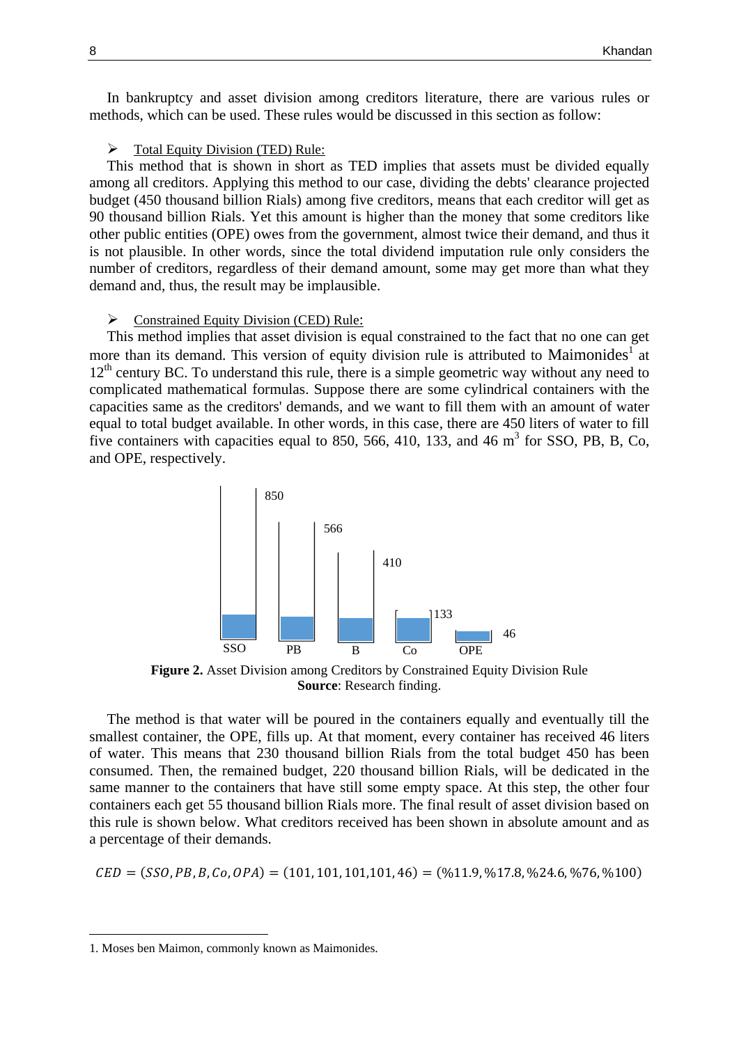In bankruptcy and asset division among creditors literature, there are various rules or methods, which can be used. These rules would be discussed in this section as follow:

- Total Equity Division (TED) Rule:

This method that is shown in short as TED implies that assets must be divided equally among all creditors. Applying this method to our case, dividing the debts' clearance projected budget (450 thousand billion Rials) among five creditors, means that each creditor will get as 90 thousand billion Rials. Yet this amount is higher than the money that some creditors like other public entities (OPE) owes from the government, almost twice their demand, and thus it is not plausible. In other words, since the total dividend imputation rule only considers the number of creditors, regardless of their demand amount, some may get more than what they demand and, thus, the result may be implausible.

- Constrained Equity Division (CED) Rule:

This method implies that asset division is equal constrained to the fact that no one can get more than its demand. This version of equity division rule is attributed to Maimonides[1] at $12^{th}$ century BC. To understand this rule, there is a simple geometric way without any need to complicated mathematical formulas. Suppose there are some cylindrical containers with the capacities same as the creditors' demands, and we want to fill them with an amount of water equal to total budget available. In other words, in this case, there are 450 liters of water to fill five containers with capacities equal to 850, 566, 410, 133, and 46 $m^3$ for SSO, PB, B, Co, and OPE, respectively.

**Figure 2.** Asset Division among Creditors by Constrained Equity Division Rule
**Source**: Research finding.

The method is that water will be poured in the containers equally and eventually till the smallest container, the OPE, fills up. At that moment, every container has received 46 liters of water. This means that 230 thousand billion Rials from the total budget 450 has been consumed. Then, the remained budget, 220 thousand billion Rials, will be dedicated in the same manner to the containers that have still some empty space. At this step, the other four containers each get 55 thousand billion Rials more. The final result of asset division based on this rule is shown below. What creditors received has been shown in absolute amount and as a percentage of their demands.

$$CED = (SSO, PB, B, Co, OPA) = (101, 101, 101, 101, 46) = (\%11.9, \%17.8, \%24.6, \%76, \%100)$$

1. Moses ben Maimon, commonly known as Maimonides.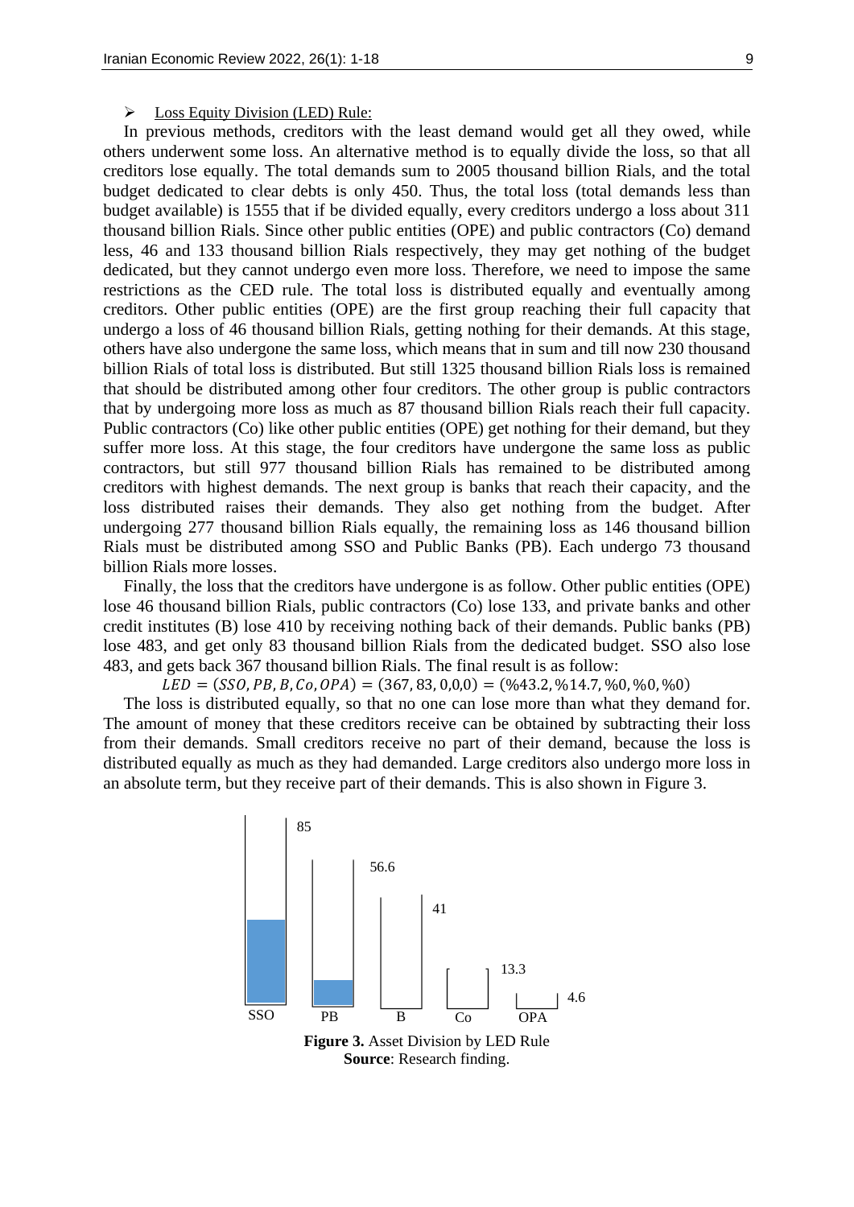➢ Loss Equity Division (LED) Rule:

In previous methods, creditors with the least demand would get all they owed, while others underwent some loss. An alternative method is to equally divide the loss, so that all creditors lose equally. The total demands sum to 2005 thousand billion Rials, and the total budget dedicated to clear debts is only 450. Thus, the total loss (total demands less than budget available) is 1555 that if be divided equally, every creditors undergo a loss about 311 thousand billion Rials. Since other public entities (OPE) and public contractors (Co) demand less, 46 and 133 thousand billion Rials respectively, they may get nothing of the budget dedicated, but they cannot undergo even more loss. Therefore, we need to impose the same restrictions as the CED rule. The total loss is distributed equally and eventually among creditors. Other public entities (OPE) are the first group reaching their full capacity that undergo a loss of 46 thousand billion Rials, getting nothing for their demands. At this stage, others have also undergone the same loss, which means that in sum and till now 230 thousand billion Rials of total loss is distributed. But still 1325 thousand billion Rials loss is remained that should be distributed among other four creditors. The other group is public contractors that by undergoing more loss as much as 87 thousand billion Rials reach their full capacity. Public contractors (Co) like other public entities (OPE) get nothing for their demand, but they suffer more loss. At this stage, the four creditors have undergone the same loss as public contractors, but still 977 thousand billion Rials has remained to be distributed among creditors with highest demands. The next group is banks that reach their capacity, and the loss distributed raises their demands. They also get nothing from the budget. After undergoing 277 thousand billion Rials equally, the remaining loss as 146 thousand billion Rials must be distributed among SSO and Public Banks (PB). Each undergo 73 thousand billion Rials more losses.

Finally, the loss that the creditors have undergone is as follow. Other public entities (OPE) lose 46 thousand billion Rials, public contractors (Co) lose 133, and private banks and other credit institutes (B) lose 410 by receiving nothing back of their demands. Public banks (PB) lose 483, and get only 83 thousand billion Rials from the dedicated budget. SSO also lose 483, and gets back 367 thousand billion Rials. The final result is as follow:

$$LED = (SSO, PB, B, Co, OPA) = (367, 83, 0,0,0) = (\%43.2, \%14.7, \%0, \%0, \%0)$$

The loss is distributed equally, so that no one can lose more than what they demand for. The amount of money that these creditors receive can be obtained by subtracting their loss from their demands. Small creditors receive no part of their demand, because the loss is distributed equally as much as they had demanded. Large creditors also undergo more loss in an absolute term, but they receive part of their demands. This is also shown in Figure 3.

**Figure 3.** Asset Division by LED Rule

**Source**: Research finding.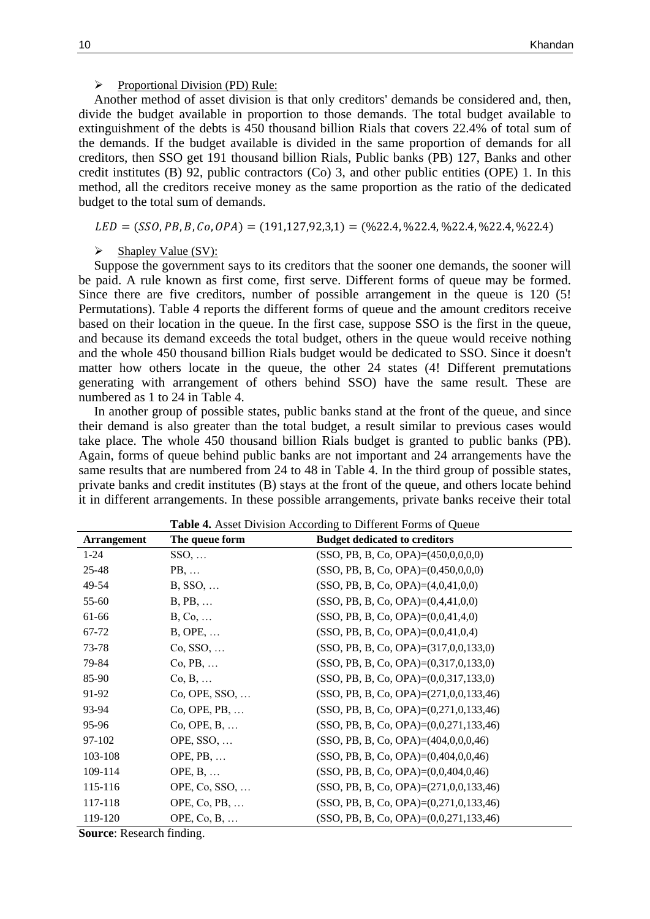➢ Proportional Division (PD) Rule:

Another method of asset division is that only creditors' demands be considered and, then, divide the budget available in proportion to those demands. The total budget available to extinguishment of the debts is 450 thousand billion Rials that covers 22.4% of total sum of the demands. If the budget available is divided in the same proportion of demands for all creditors, then SSO get 191 thousand billion Rials, Public banks (PB) 127, Banks and other credit institutes (B) 92, public contractors (Co) 3, and other public entities (OPE) 1. In this method, all the creditors receive money as the same proportion as the ratio of the dedicated budget to the total sum of demands.

$$LED = (SSO, PB, B, Co, OPA) = (191,127,92,3,1) = (\%22.4, \%22.4, \%22.4, \%22.4, \%22.4)$$

➢ Shapley Value (SV):

Suppose the government says to its creditors that the sooner one demands, the sooner will be paid. A rule known as first come, first serve. Different forms of queue may be formed. Since there are five creditors, number of possible arrangement in the queue is 120 (5! Permutations). Table 4 reports the different forms of queue and the amount creditors receive based on their location in the queue. In the first case, suppose SSO is the first in the queue, and because its demand exceeds the total budget, others in the queue would receive nothing and the whole 450 thousand billion Rials budget would be dedicated to SSO. Since it doesn't matter how others locate in the queue, the other 24 states (4! Different premutations generating with arrangement of others behind SSO) have the same result. These are numbered as 1 to 24 in Table 4.

In another group of possible states, public banks stand at the front of the queue, and since their demand is also greater than the total budget, a result similar to previous cases would take place. The whole 450 thousand billion Rials budget is granted to public banks (PB). Again, forms of queue behind public banks are not important and 24 arrangements have the same results that are numbered from 24 to 48 in Table 4. In the third group of possible states, private banks and credit institutes (B) stays at the front of the queue, and others locate behind it in different arrangements. In these possible arrangements, private banks receive their total

**Table 4.** Asset Division According to Different Forms of Queue

| Arrangement | The queue form | Budget dedicated to creditors |
|---|---|---|
| 1-24 | SSO, … | (SSO, PB, B, Co, OPA)=(450,0,0,0,0) |
| 25-48 | PB, … | (SSO, PB, B, Co, OPA)=(0,450,0,0,0) |
| 49-54 | B, SSO, … | (SSO, PB, B, Co, OPA)=(4,0,41,0,0) |
| 55-60 | B, PB, … | (SSO, PB, B, Co, OPA)=(0,4,41,0,0) |
| 61-66 | B, Co, … | (SSO, PB, B, Co, OPA)=(0,0,41,4,0) |
| 67-72 | B, OPE, … | (SSO, PB, B, Co, OPA)=(0,0,41,0,4) |
| 73-78 | Co, SSO, … | (SSO, PB, B, Co, OPA)=(317,0,0,133,0) |
| 79-84 | Co, PB, … | (SSO, PB, B, Co, OPA)=(0,317,0,133,0) |
| 85-90 | Co, B, … | (SSO, PB, B, Co, OPA)=(0,0,317,133,0) |
| 91-92 | Co, OPE, SSO, … | (SSO, PB, B, Co, OPA)=(271,0,0,133,46) |
| 93-94 | Co, OPE, PB, … | (SSO, PB, B, Co, OPA)=(0,271,0,133,46) |
| 95-96 | Co, OPE, B, … | (SSO, PB, B, Co, OPA)=(0,0,271,133,46) |
| 97-102 | OPE, SSO, … | (SSO, PB, B, Co, OPA)=(404,0,0,0,46) |
| 103-108 | OPE, PB, … | (SSO, PB, B, Co, OPA)=(0,404,0,0,46) |
| 109-114 | OPE, B, … | (SSO, PB, B, Co, OPA)=(0,0,404,0,46) |
| 115-116 | OPE, Co, SSO, … | (SSO, PB, B, Co, OPA)=(271,0,0,133,46) |
| 117-118 | OPE, Co, PB, … | (SSO, PB, B, Co, OPA)=(0,271,0,133,46) |
| 119-120 | OPE, Co, B, … | (SSO, PB, B, Co, OPA)=(0,0,271,133,46) |

**Source**: Research finding.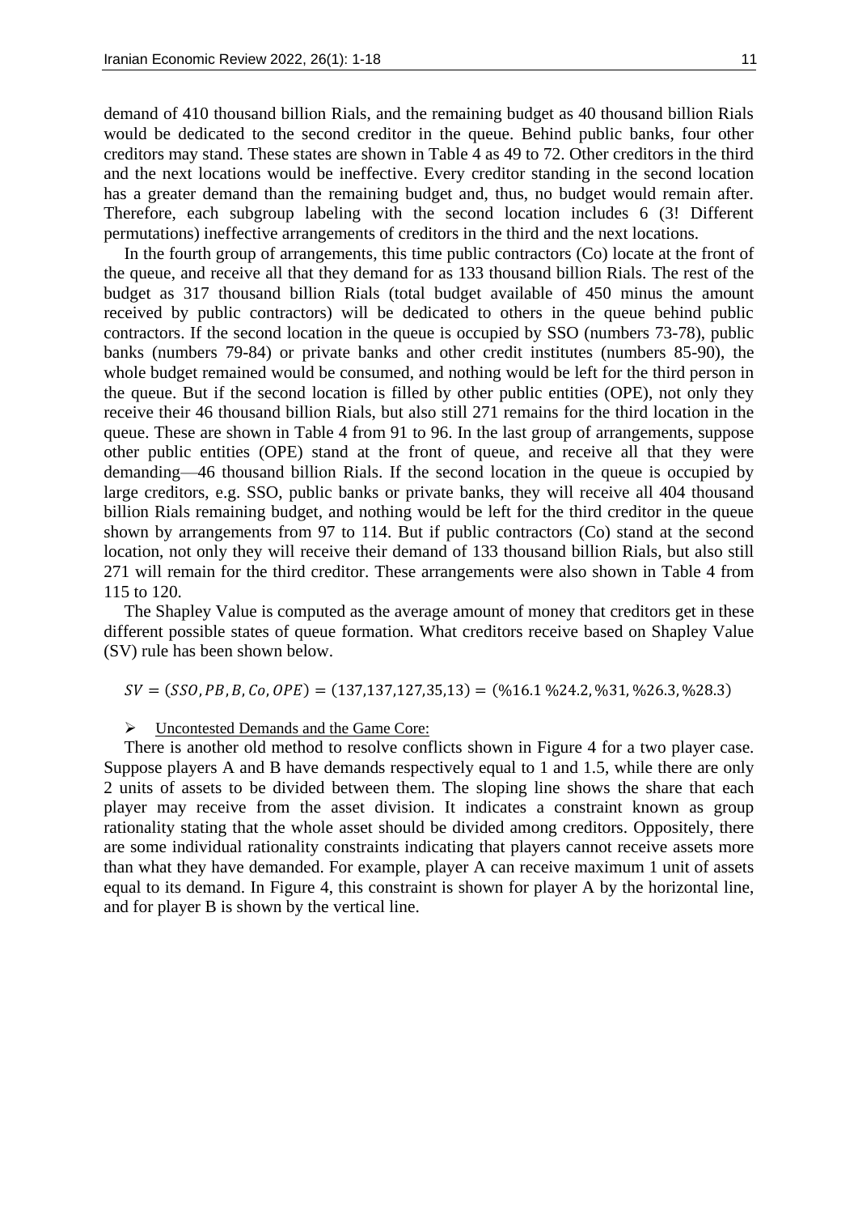demand of 410 thousand billion Rials, and the remaining budget as 40 thousand billion Rials would be dedicated to the second creditor in the queue. Behind public banks, four other creditors may stand. These states are shown in Table 4 as 49 to 72. Other creditors in the third and the next locations would be ineffective. Every creditor standing in the second location has a greater demand than the remaining budget and, thus, no budget would remain after. Therefore, each subgroup labeling with the second location includes 6 (3! Different permutations) ineffective arrangements of creditors in the third and the next locations.

In the fourth group of arrangements, this time public contractors (Co) locate at the front of the queue, and receive all that they demand for as 133 thousand billion Rials. The rest of the budget as 317 thousand billion Rials (total budget available of 450 minus the amount received by public contractors) will be dedicated to others in the queue behind public contractors. If the second location in the queue is occupied by SSO (numbers 73-78), public banks (numbers 79-84) or private banks and other credit institutes (numbers 85-90), the whole budget remained would be consumed, and nothing would be left for the third person in the queue. But if the second location is filled by other public entities (OPE), not only they receive their 46 thousand billion Rials, but also still 271 remains for the third location in the queue. These are shown in Table 4 from 91 to 96. In the last group of arrangements, suppose other public entities (OPE) stand at the front of queue, and receive all that they were demanding—46 thousand billion Rials. If the second location in the queue is occupied by large creditors, e.g. SSO, public banks or private banks, they will receive all 404 thousand billion Rials remaining budget, and nothing would be left for the third creditor in the queue shown by arrangements from 97 to 114. But if public contractors (Co) stand at the second location, not only they will receive their demand of 133 thousand billion Rials, but also still 271 will remain for the third creditor. These arrangements were also shown in Table 4 from 115 to 120.

The Shapley Value is computed as the average amount of money that creditors get in these different possible states of queue formation. What creditors receive based on Shapley Value (SV) rule has been shown below.

$$SV = (SSO, PB, B, Co, OPE) = (137,137,127,35,13) = (\%16.1\ \%24.2, \%31, \%26.3, \%28.3)$$

- Uncontested Demands and the Game Core:

There is another old method to resolve conflicts shown in Figure 4 for a two player case. Suppose players A and B have demands respectively equal to 1 and 1.5, while there are only 2 units of assets to be divided between them. The sloping line shows the share that each player may receive from the asset division. It indicates a constraint known as group rationality stating that the whole asset should be divided among creditors. Oppositely, there are some individual rationality constraints indicating that players cannot receive assets more than what they have demanded. For example, player A can receive maximum 1 unit of assets equal to its demand. In Figure 4, this constraint is shown for player A by the horizontal line, and for player B is shown by the vertical line.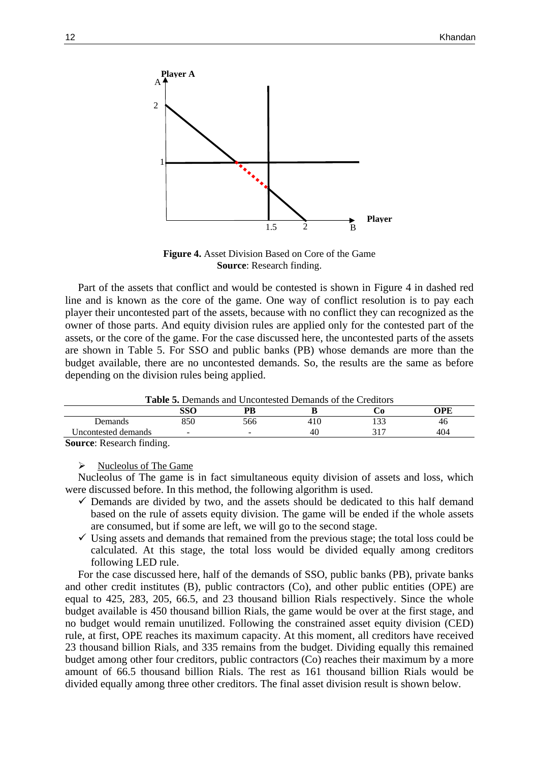**Figure 4.** Asset Division Based on Core of the Game
**Source**: Research finding.

Part of the assets that conflict and would be contested is shown in Figure 4 in dashed red line and is known as the core of the game. One way of conflict resolution is to pay each player their uncontested part of the assets, because with no conflict they can recognized as the owner of those parts. And equity division rules are applied only for the contested part of the assets, or the core of the game. For the case discussed here, the uncontested parts of the assets are shown in Table 5. For SSO and public banks (PB) whose demands are more than the budget available, there are no uncontested demands. So, the results are the same as before depending on the division rules being applied.

**Table 5.** Demands and Uncontested Demands of the Creditors

| | SSO | PB | B | Co | OPE |
|---|---|---|---|---|---|
| Demands | 850 | 566 | 410 | 133 | 46 |
| Uncontested demands | - | - | 40 | 317 | 404 |

**Source**: Research finding.

➢ Nucleolus of The Game

Nucleolus of The game is in fact simultaneous equity division of assets and loss, which were discussed before. In this method, the following algorithm is used.

- ✓ Demands are divided by two, and the assets should be dedicated to this half demand based on the rule of assets equity division. The game will be ended if the whole assets are consumed, but if some are left, we will go to the second stage.
- ✓ Using assets and demands that remained from the previous stage; the total loss could be calculated. At this stage, the total loss would be divided equally among creditors following LED rule.

For the case discussed here, half of the demands of SSO, public banks (PB), private banks and other credit institutes (B), public contractors (Co), and other public entities (OPE) are equal to 425, 283, 205, 66.5, and 23 thousand billion Rials respectively. Since the whole budget available is 450 thousand billion Rials, the game would be over at the first stage, and no budget would remain unutilized. Following the constrained asset equity division (CED) rule, at first, OPE reaches its maximum capacity. At this moment, all creditors have received 23 thousand billion Rials, and 335 remains from the budget. Dividing equally this remained budget among other four creditors, public contractors (Co) reaches their maximum by a more amount of 66.5 thousand billion Rials. The rest as 161 thousand billion Rials would be divided equally among three other creditors. The final asset division result is shown below.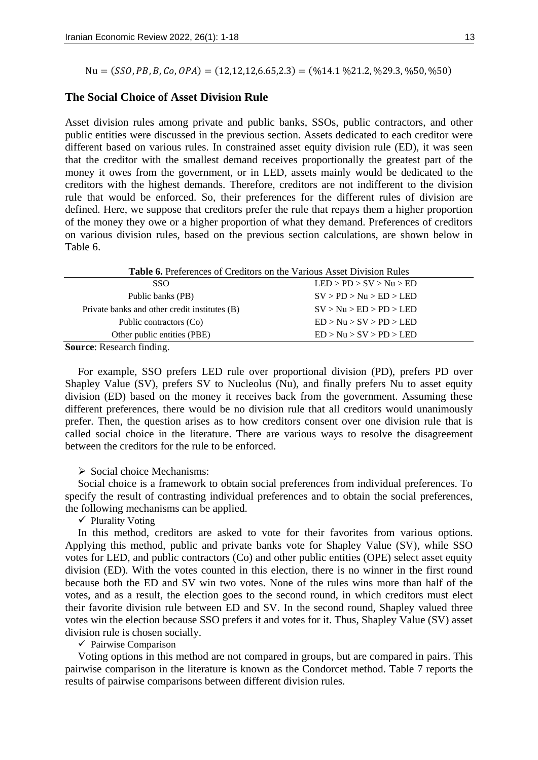$$\text{Nu} = (SSO, PB, B, Co, OPA) = (12{,}12{,}12{,}6.65{,}2.3) = (\%14.1\ \%21.2, \%29.3, \%50, \%50)$$

## The Social Choice of Asset Division Rule

Asset division rules among private and public banks, SSOs, public contractors, and other public entities were discussed in the previous section. Assets dedicated to each creditor were different based on various rules. In constrained asset equity division rule (ED), it was seen that the creditor with the smallest demand receives proportionally the greatest part of the money it owes from the government, or in LED, assets mainly would be dedicated to the creditors with the highest demands. Therefore, creditors are not indifferent to the division rule that would be enforced. So, their preferences for the different rules of division are defined. Here, we suppose that creditors prefer the rule that repays them a higher proportion of the money they owe or a higher proportion of what they demand. Preferences of creditors on various division rules, based on the previous section calculations, are shown below in Table 6.

**Table 6.** Preferences of Creditors on the Various Asset Division Rules

| | |
|---|---|
| SSO | LED > PD > SV > Nu > ED |
| Public banks (PB) | SV > PD > Nu > ED > LED |
| Private banks and other credit institutes (B) | SV > Nu > ED > PD > LED |
| Public contractors (Co) | ED > Nu > SV > PD > LED |
| Other public entities (PBE) | ED > Nu > SV > PD > LED |

**Source**: Research finding.

For example, SSO prefers LED rule over proportional division (PD), prefers PD over Shapley Value (SV), prefers SV to Nucleolus (Nu), and finally prefers Nu to asset equity division (ED) based on the money it receives back from the government. Assuming these different preferences, there would be no division rule that all creditors would unanimously prefer. Then, the question arises as to how creditors consent over one division rule that is called social choice in the literature. There are various ways to resolve the disagreement between the creditors for the rule to be enforced.

- Social choice Mechanisms:

Social choice is a framework to obtain social preferences from individual preferences. To specify the result of contrasting individual preferences and to obtain the social preferences, the following mechanisms can be applied.

- Plurality Voting

In this method, creditors are asked to vote for their favorites from various options. Applying this method, public and private banks vote for Shapley Value (SV), while SSO votes for LED, and public contractors (Co) and other public entities (OPE) select asset equity division (ED). With the votes counted in this election, there is no winner in the first round because both the ED and SV win two votes. None of the rules wins more than half of the votes, and as a result, the election goes to the second round, in which creditors must elect their favorite division rule between ED and SV. In the second round, Shapley valued three votes win the election because SSO prefers it and votes for it. Thus, Shapley Value (SV) asset division rule is chosen socially.

- Pairwise Comparison

Voting options in this method are not compared in groups, but are compared in pairs. This pairwise comparison in the literature is known as the Condorcet method. Table 7 reports the results of pairwise comparisons between different division rules.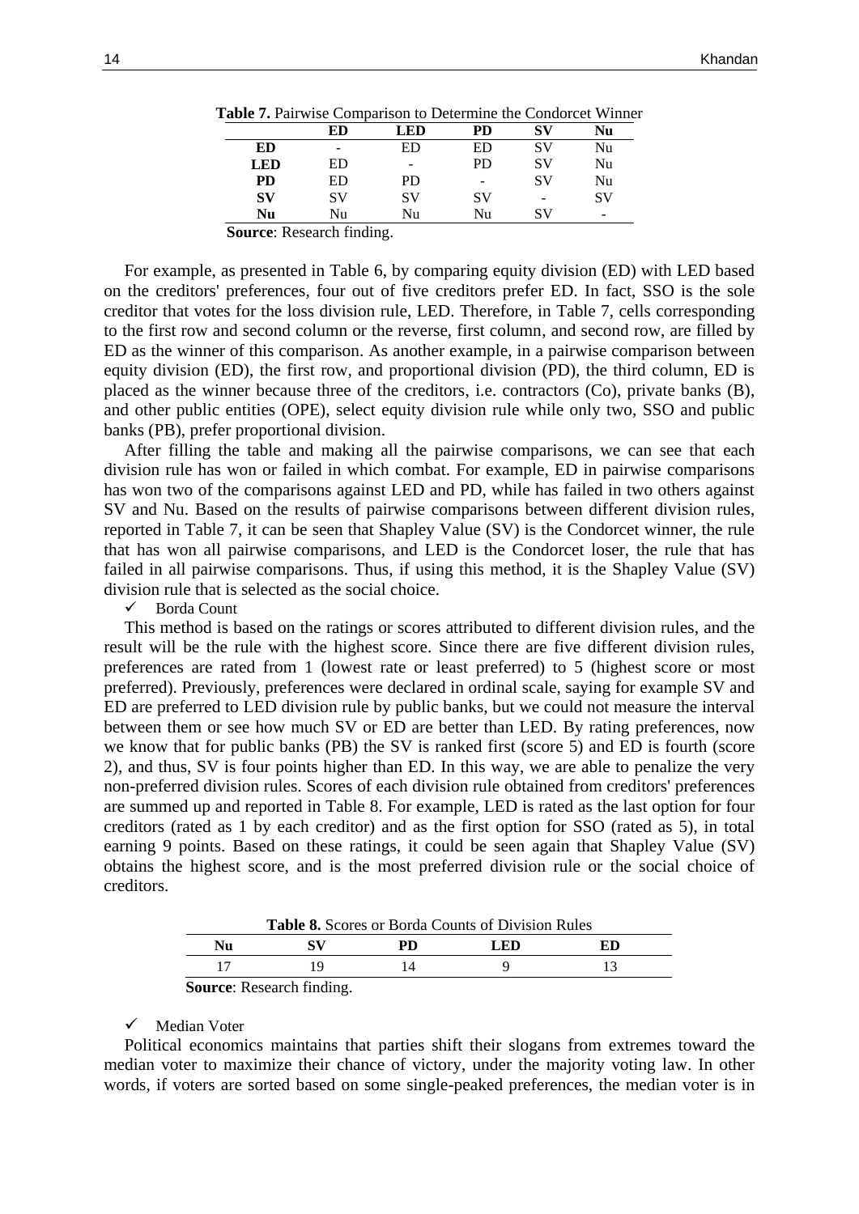**Table 7.** Pairwise Comparison to Determine the Condorcet Winner

| | ED | LED | PD | SV | Nu |
|---|---|---|---|---|---|
| **ED** | - | ED | ED | SV | Nu |
| **LED** | ED | - | PD | SV | Nu |
| **PD** | ED | PD | - | SV | Nu |
| **SV** | SV | SV | SV | - | SV |
| **Nu** | Nu | Nu | Nu | SV | - |

**Source**: Research finding.

For example, as presented in Table 6, by comparing equity division (ED) with LED based on the creditors' preferences, four out of five creditors prefer ED. In fact, SSO is the sole creditor that votes for the loss division rule, LED. Therefore, in Table 7, cells corresponding to the first row and second column or the reverse, first column, and second row, are filled by ED as the winner of this comparison. As another example, in a pairwise comparison between equity division (ED), the first row, and proportional division (PD), the third column, ED is placed as the winner because three of the creditors, i.e. contractors (Co), private banks (B), and other public entities (OPE), select equity division rule while only two, SSO and public banks (PB), prefer proportional division.

After filling the table and making all the pairwise comparisons, we can see that each division rule has won or failed in which combat. For example, ED in pairwise comparisons has won two of the comparisons against LED and PD, while has failed in two others against SV and Nu. Based on the results of pairwise comparisons between different division rules, reported in Table 7, it can be seen that Shapley Value (SV) is the Condorcet winner, the rule that has won all pairwise comparisons, and LED is the Condorcet loser, the rule that has failed in all pairwise comparisons. Thus, if using this method, it is the Shapley Value (SV) division rule that is selected as the social choice.

✓ Borda Count

This method is based on the ratings or scores attributed to different division rules, and the result will be the rule with the highest score. Since there are five different division rules, preferences are rated from 1 (lowest rate or least preferred) to 5 (highest score or most preferred). Previously, preferences were declared in ordinal scale, saying for example SV and ED are preferred to LED division rule by public banks, but we could not measure the interval between them or see how much SV or ED are better than LED. By rating preferences, now we know that for public banks (PB) the SV is ranked first (score 5) and ED is fourth (score 2), and thus, SV is four points higher than ED. In this way, we are able to penalize the very non-preferred division rules. Scores of each division rule obtained from creditors' preferences are summed up and reported in Table 8. For example, LED is rated as the last option for four creditors (rated as 1 by each creditor) and as the first option for SSO (rated as 5), in total earning 9 points. Based on these ratings, it could be seen again that Shapley Value (SV) obtains the highest score, and is the most preferred division rule or the social choice of creditors.

**Table 8.** Scores or Borda Counts of Division Rules

| Nu | SV | PD | LED | ED |
|---|---|---|---|---|
| 17 | 19 | 14 | 9 | 13 |

**Source**: Research finding.

✓ Median Voter

Political economics maintains that parties shift their slogans from extremes toward the median voter to maximize their chance of victory, under the majority voting law. In other words, if voters are sorted based on some single-peaked preferences, the median voter is in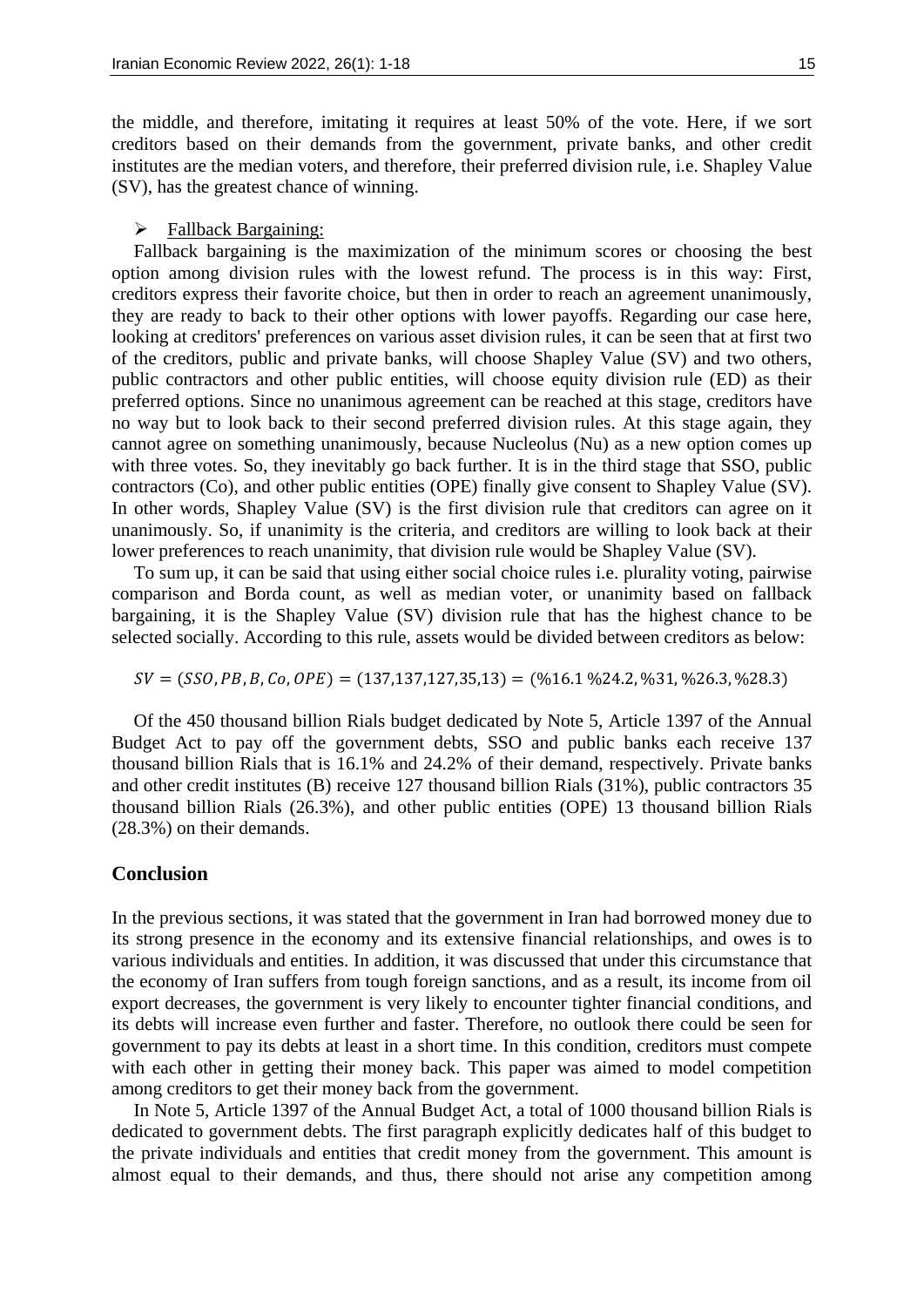the middle, and therefore, imitating it requires at least 50% of the vote. Here, if we sort creditors based on their demands from the government, private banks, and other credit institutes are the median voters, and therefore, their preferred division rule, i.e. Shapley Value (SV), has the greatest chance of winning.

➢ Fallback Bargaining:

Fallback bargaining is the maximization of the minimum scores or choosing the best option among division rules with the lowest refund. The process is in this way: First, creditors express their favorite choice, but then in order to reach an agreement unanimously, they are ready to back to their other options with lower payoffs. Regarding our case here, looking at creditors' preferences on various asset division rules, it can be seen that at first two of the creditors, public and private banks, will choose Shapley Value (SV) and two others, public contractors and other public entities, will choose equity division rule (ED) as their preferred options. Since no unanimous agreement can be reached at this stage, creditors have no way but to look back to their second preferred division rules. At this stage again, they cannot agree on something unanimously, because Nucleolus (Nu) as a new option comes up with three votes. So, they inevitably go back further. It is in the third stage that SSO, public contractors (Co), and other public entities (OPE) finally give consent to Shapley Value (SV). In other words, Shapley Value (SV) is the first division rule that creditors can agree on it unanimously. So, if unanimity is the criteria, and creditors are willing to look back at their lower preferences to reach unanimity, that division rule would be Shapley Value (SV).

To sum up, it can be said that using either social choice rules i.e. plurality voting, pairwise comparison and Borda count, as well as median voter, or unanimity based on fallback bargaining, it is the Shapley Value (SV) division rule that has the highest chance to be selected socially. According to this rule, assets would be divided between creditors as below:

$$SV = (SSO, PB, B, Co, OPE) = (137, 137, 127, 35, 13) = (\%16.1\ \%24.2, \%31, \%26.3, \%28.3)$$

Of the 450 thousand billion Rials budget dedicated by Note 5, Article 1397 of the Annual Budget Act to pay off the government debts, SSO and public banks each receive 137 thousand billion Rials that is 16.1% and 24.2% of their demand, respectively. Private banks and other credit institutes (B) receive 127 thousand billion Rials (31%), public contractors 35 thousand billion Rials (26.3%), and other public entities (OPE) 13 thousand billion Rials (28.3%) on their demands.

## Conclusion

In the previous sections, it was stated that the government in Iran had borrowed money due to its strong presence in the economy and its extensive financial relationships, and owes is to various individuals and entities. In addition, it was discussed that under this circumstance that the economy of Iran suffers from tough foreign sanctions, and as a result, its income from oil export decreases, the government is very likely to encounter tighter financial conditions, and its debts will increase even further and faster. Therefore, no outlook there could be seen for government to pay its debts at least in a short time. In this condition, creditors must compete with each other in getting their money back. This paper was aimed to model competition among creditors to get their money back from the government.

In Note 5, Article 1397 of the Annual Budget Act, a total of 1000 thousand billion Rials is dedicated to government debts. The first paragraph explicitly dedicates half of this budget to the private individuals and entities that credit money from the government. This amount is almost equal to their demands, and thus, there should not arise any competition among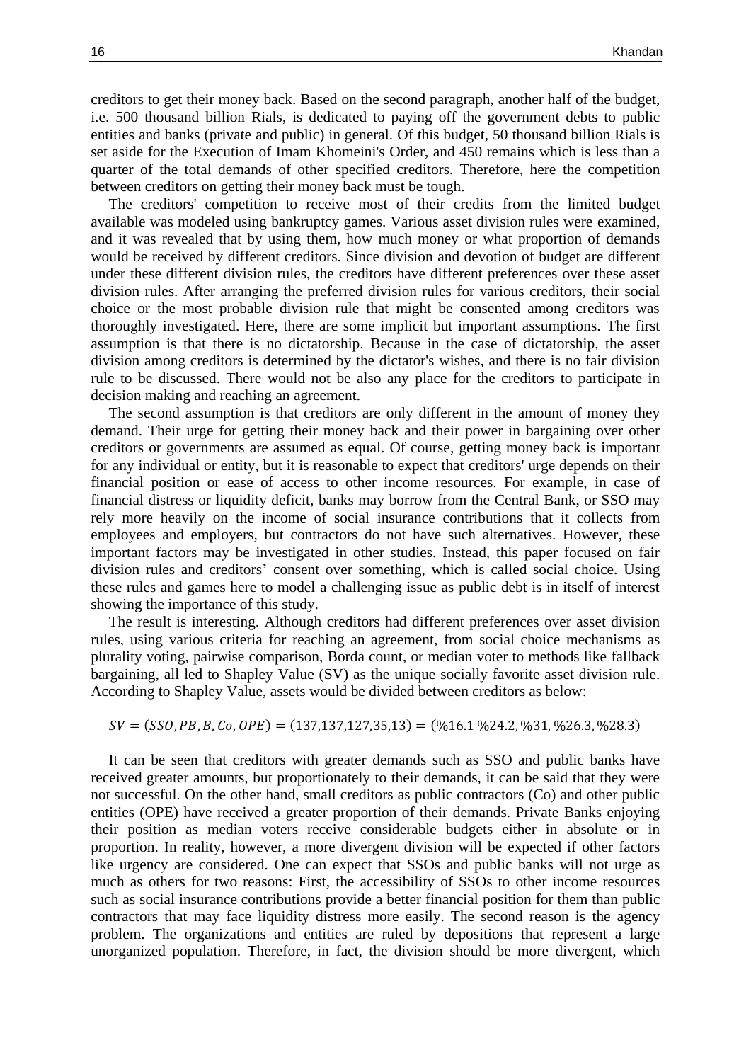creditors to get their money back. Based on the second paragraph, another half of the budget, i.e. 500 thousand billion Rials, is dedicated to paying off the government debts to public entities and banks (private and public) in general. Of this budget, 50 thousand billion Rials is set aside for the Execution of Imam Khomeini's Order, and 450 remains which is less than a quarter of the total demands of other specified creditors. Therefore, here the competition between creditors on getting their money back must be tough.

The creditors' competition to receive most of their credits from the limited budget available was modeled using bankruptcy games. Various asset division rules were examined, and it was revealed that by using them, how much money or what proportion of demands would be received by different creditors. Since division and devotion of budget are different under these different division rules, the creditors have different preferences over these asset division rules. After arranging the preferred division rules for various creditors, their social choice or the most probable division rule that might be consented among creditors was thoroughly investigated. Here, there are some implicit but important assumptions. The first assumption is that there is no dictatorship. Because in the case of dictatorship, the asset division among creditors is determined by the dictator's wishes, and there is no fair division rule to be discussed. There would not be also any place for the creditors to participate in decision making and reaching an agreement.

The second assumption is that creditors are only different in the amount of money they demand. Their urge for getting their money back and their power in bargaining over other creditors or governments are assumed as equal. Of course, getting money back is important for any individual or entity, but it is reasonable to expect that creditors' urge depends on their financial position or ease of access to other income resources. For example, in case of financial distress or liquidity deficit, banks may borrow from the Central Bank, or SSO may rely more heavily on the income of social insurance contributions that it collects from employees and employers, but contractors do not have such alternatives. However, these important factors may be investigated in other studies. Instead, this paper focused on fair division rules and creditors' consent over something, which is called social choice. Using these rules and games here to model a challenging issue as public debt is in itself of interest showing the importance of this study.

The result is interesting. Although creditors had different preferences over asset division rules, using various criteria for reaching an agreement, from social choice mechanisms as plurality voting, pairwise comparison, Borda count, or median voter to methods like fallback bargaining, all led to Shapley Value (SV) as the unique socially favorite asset division rule. According to Shapley Value, assets would be divided between creditors as below:

$$SV = (SSO, PB, B, Co, OPE) = (137,137,127,35,13) = (\%16.1\ \%24.2, \%31, \%26.3, \%28.3)$$

It can be seen that creditors with greater demands such as SSO and public banks have received greater amounts, but proportionately to their demands, it can be said that they were not successful. On the other hand, small creditors as public contractors (Co) and other public entities (OPE) have received a greater proportion of their demands. Private Banks enjoying their position as median voters receive considerable budgets either in absolute or in proportion. In reality, however, a more divergent division will be expected if other factors like urgency are considered. One can expect that SSOs and public banks will not urge as much as others for two reasons: First, the accessibility of SSOs to other income resources such as social insurance contributions provide a better financial position for them than public contractors that may face liquidity distress more easily. The second reason is the agency problem. The organizations and entities are ruled by depositions that represent a large unorganized population. Therefore, in fact, the division should be more divergent, which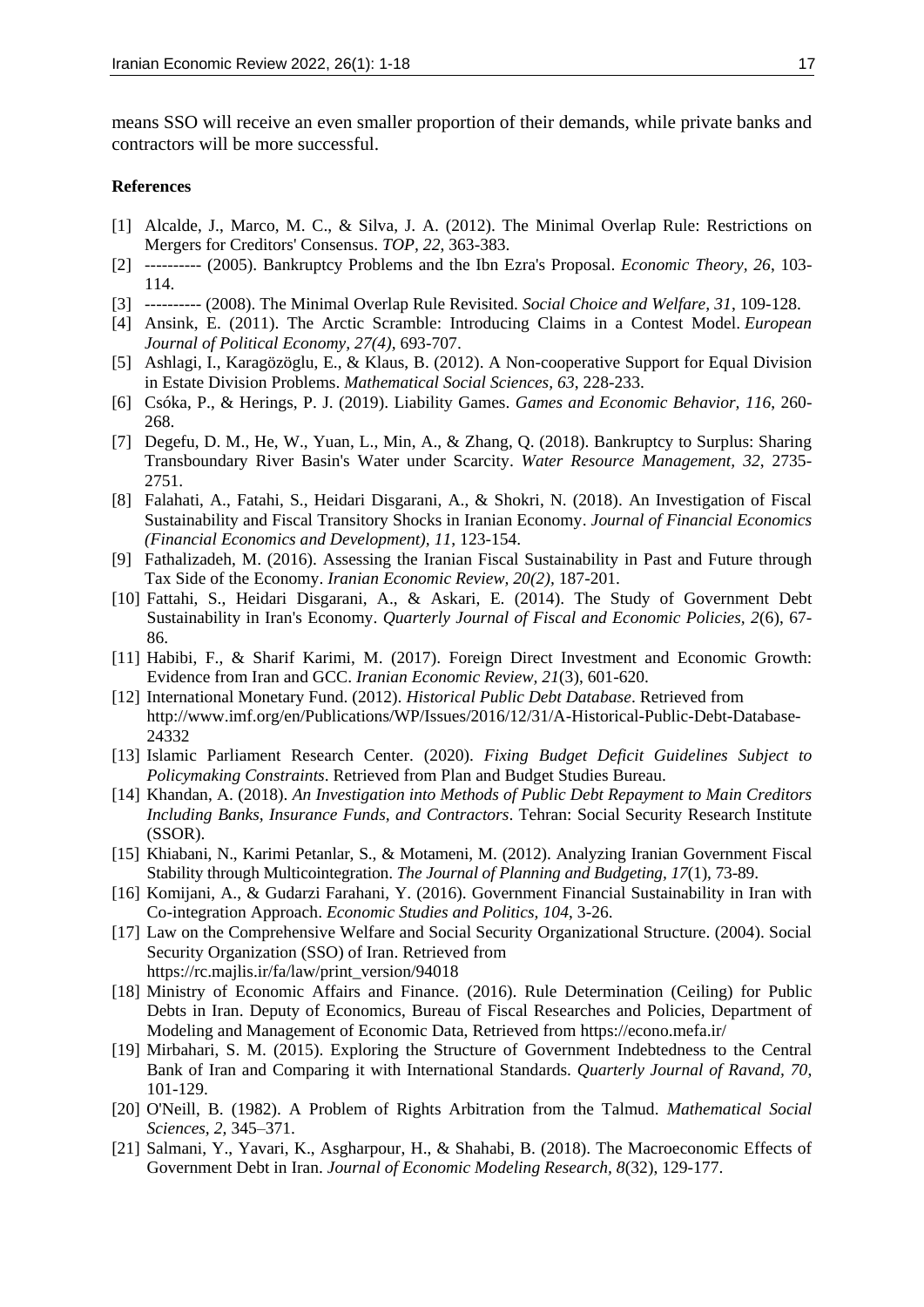means SSO will receive an even smaller proportion of their demands, while private banks and contractors will be more successful.

**References**

[1] Alcalde, J., Marco, M. C., & Silva, J. A. (2012). The Minimal Overlap Rule: Restrictions on Mergers for Creditors' Consensus. *TOP, 22*, 363-383.

[2] ---------- (2005). Bankruptcy Problems and the Ibn Ezra's Proposal. *Economic Theory, 26*, 103-114.

[3] ---------- (2008). The Minimal Overlap Rule Revisited. *Social Choice and Welfare, 31*, 109-128.

[4] Ansink, E. (2011). The Arctic Scramble: Introducing Claims in a Contest Model. *European Journal of Political Economy, 27(4)*, 693-707.

[5] Ashlagi, I., Karagözöglu, E., & Klaus, B. (2012). A Non-cooperative Support for Equal Division in Estate Division Problems. *Mathematical Social Sciences, 63*, 228-233.

[6] Csóka, P., & Herings, P. J. (2019). Liability Games. *Games and Economic Behavior, 116*, 260-268.

[7] Degefu, D. M., He, W., Yuan, L., Min, A., & Zhang, Q. (2018). Bankruptcy to Surplus: Sharing Transboundary River Basin's Water under Scarcity. *Water Resource Management, 32*, 2735-2751.

[8] Falahati, A., Fatahi, S., Heidari Disgarani, A., & Shokri, N. (2018). An Investigation of Fiscal Sustainability and Fiscal Transitory Shocks in Iranian Economy. *Journal of Financial Economics (Financial Economics and Development), 11*, 123-154.

[9] Fathalizadeh, M. (2016). Assessing the Iranian Fiscal Sustainability in Past and Future through Tax Side of the Economy. *Iranian Economic Review, 20(2)*, 187-201.

[10] Fattahi, S., Heidari Disgarani, A., & Askari, E. (2014). The Study of Government Debt Sustainability in Iran's Economy. *Quarterly Journal of Fiscal and Economic Policies, 2*(6), 67-86.

[11] Habibi, F., & Sharif Karimi, M. (2017). Foreign Direct Investment and Economic Growth: Evidence from Iran and GCC. *Iranian Economic Review, 21*(3), 601-620.

[12] International Monetary Fund. (2012). *Historical Public Debt Database*. Retrieved from http://www.imf.org/en/Publications/WP/Issues/2016/12/31/A-Historical-Public-Debt-Database-24332

[13] Islamic Parliament Research Center. (2020). *Fixing Budget Deficit Guidelines Subject to Policymaking Constraints*. Retrieved from Plan and Budget Studies Bureau.

[14] Khandan, A. (2018). *An Investigation into Methods of Public Debt Repayment to Main Creditors Including Banks, Insurance Funds, and Contractors*. Tehran: Social Security Research Institute (SSOR).

[15] Khiabani, N., Karimi Petanlar, S., & Motameni, M. (2012). Analyzing Iranian Government Fiscal Stability through Multicointegration. *The Journal of Planning and Budgeting, 17*(1), 73-89.

[16] Komijani, A., & Gudarzi Farahani, Y. (2016). Government Financial Sustainability in Iran with Co-integration Approach. *Economic Studies and Politics, 104*, 3-26.

[17] Law on the Comprehensive Welfare and Social Security Organizational Structure. (2004). Social Security Organization (SSO) of Iran. Retrieved from https://rc.majlis.ir/fa/law/print_version/94018

[18] Ministry of Economic Affairs and Finance. (2016). Rule Determination (Ceiling) for Public Debts in Iran. Deputy of Economics, Bureau of Fiscal Researches and Policies, Department of Modeling and Management of Economic Data, Retrieved from https://econo.mefa.ir/

[19] Mirbahari, S. M. (2015). Exploring the Structure of Government Indebtedness to the Central Bank of Iran and Comparing it with International Standards. *Quarterly Journal of Ravand, 70*, 101-129.

[20] O'Neill, B. (1982). A Problem of Rights Arbitration from the Talmud. *Mathematical Social Sciences, 2*, 345–371.

[21] Salmani, Y., Yavari, K., Asgharpour, H., & Shahabi, B. (2018). The Macroeconomic Effects of Government Debt in Iran. *Journal of Economic Modeling Research, 8*(32), 129-177.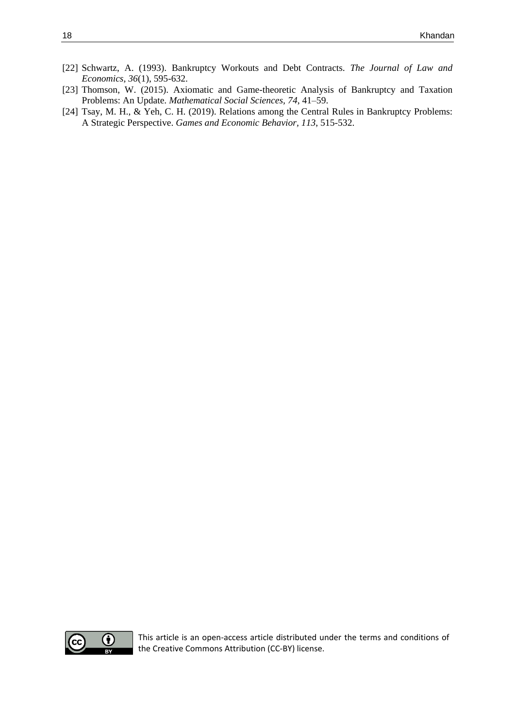[22] Schwartz, A. (1993). Bankruptcy Workouts and Debt Contracts. *The Journal of Law and Economics, 36*(1), 595-632.

[23] Thomson, W. (2015). Axiomatic and Game-theoretic Analysis of Bankruptcy and Taxation Problems: An Update. *Mathematical Social Sciences, 74*, 41–59.

[24] Tsay, M. H., & Yeh, C. H. (2019). Relations among the Central Rules in Bankruptcy Problems: A Strategic Perspective. *Games and Economic Behavior, 113*, 515-532.

This article is an open-access article distributed under the terms and conditions of the Creative Commons Attribution (CC-BY) license.